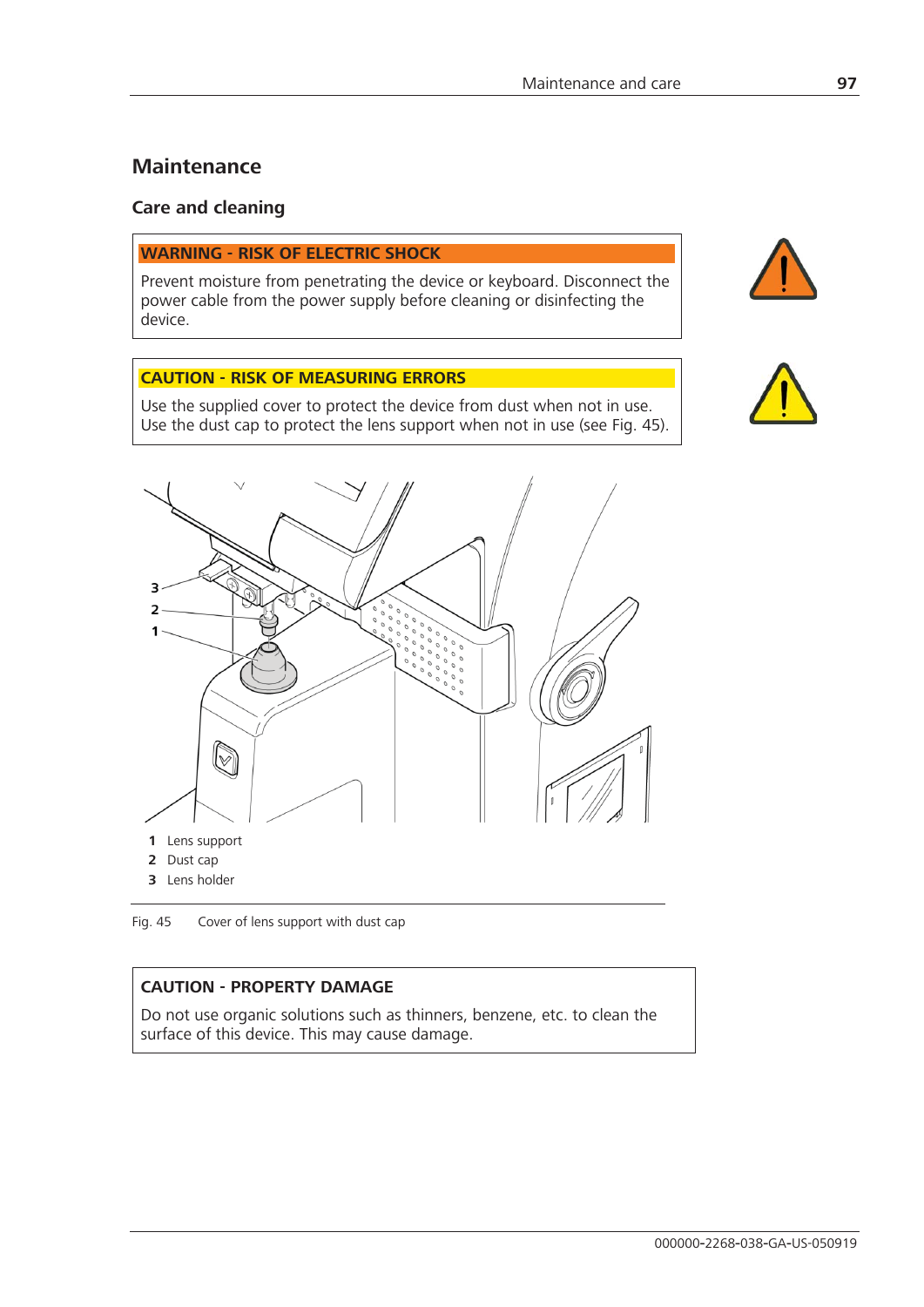# Maintenance

## Care and cleaning

**WARNING - RISK OF ELECTRIC SHOCK**

Prevent moisture from penetrating the device or keyboard. Disconnect the power cable from the power supply before cleaning or disinfecting the device.

**CAUTION - RISK OF MEASURING ERRORS**

Use the supplied cover to protect the device from dust when not in use. Use the dust cap to protect the lens support when not in use (see Fig. 45).

**1** Lens support
**2** Dust cap
**3** Lens holder

Fig. 45 Cover of lens support with dust cap

**CAUTION - PROPERTY DAMAGE**

Do not use organic solutions such as thinners, benzene, etc. to clean the surface of this device. This may cause damage.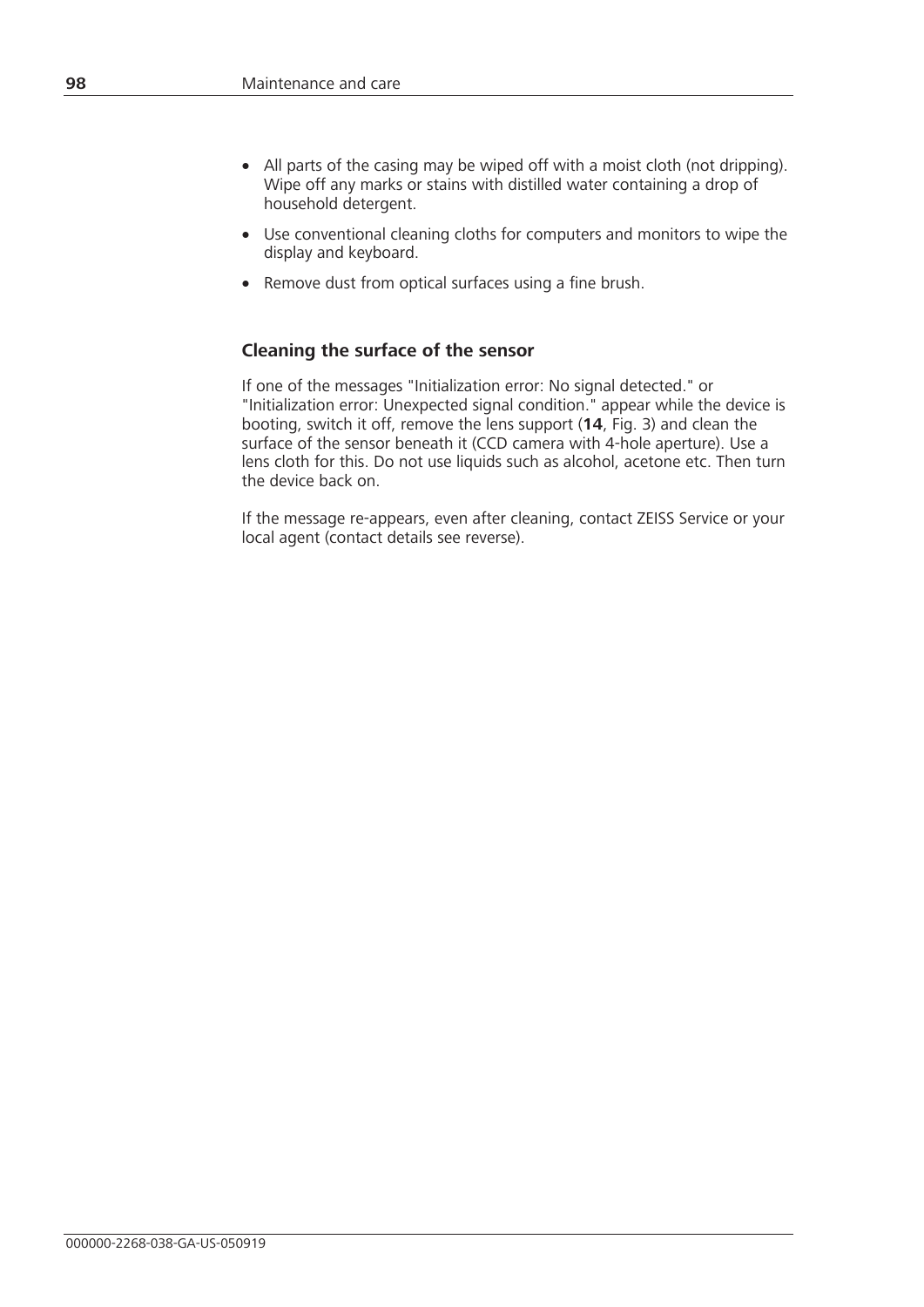- All parts of the casing may be wiped off with a moist cloth (not dripping). Wipe off any marks or stains with distilled water containing a drop of household detergent.
- Use conventional cleaning cloths for computers and monitors to wipe the display and keyboard.
- Remove dust from optical surfaces using a fine brush.

### Cleaning the surface of the sensor

If one of the messages "Initialization error: No signal detected." or "Initialization error: Unexpected signal condition." appear while the device is booting, switch it off, remove the lens support (**14**, Fig. 3) and clean the surface of the sensor beneath it (CCD camera with 4-hole aperture). Use a lens cloth for this. Do not use liquids such as alcohol, acetone etc. Then turn the device back on.

If the message re-appears, even after cleaning, contact ZEISS Service or your local agent (contact details see reverse).